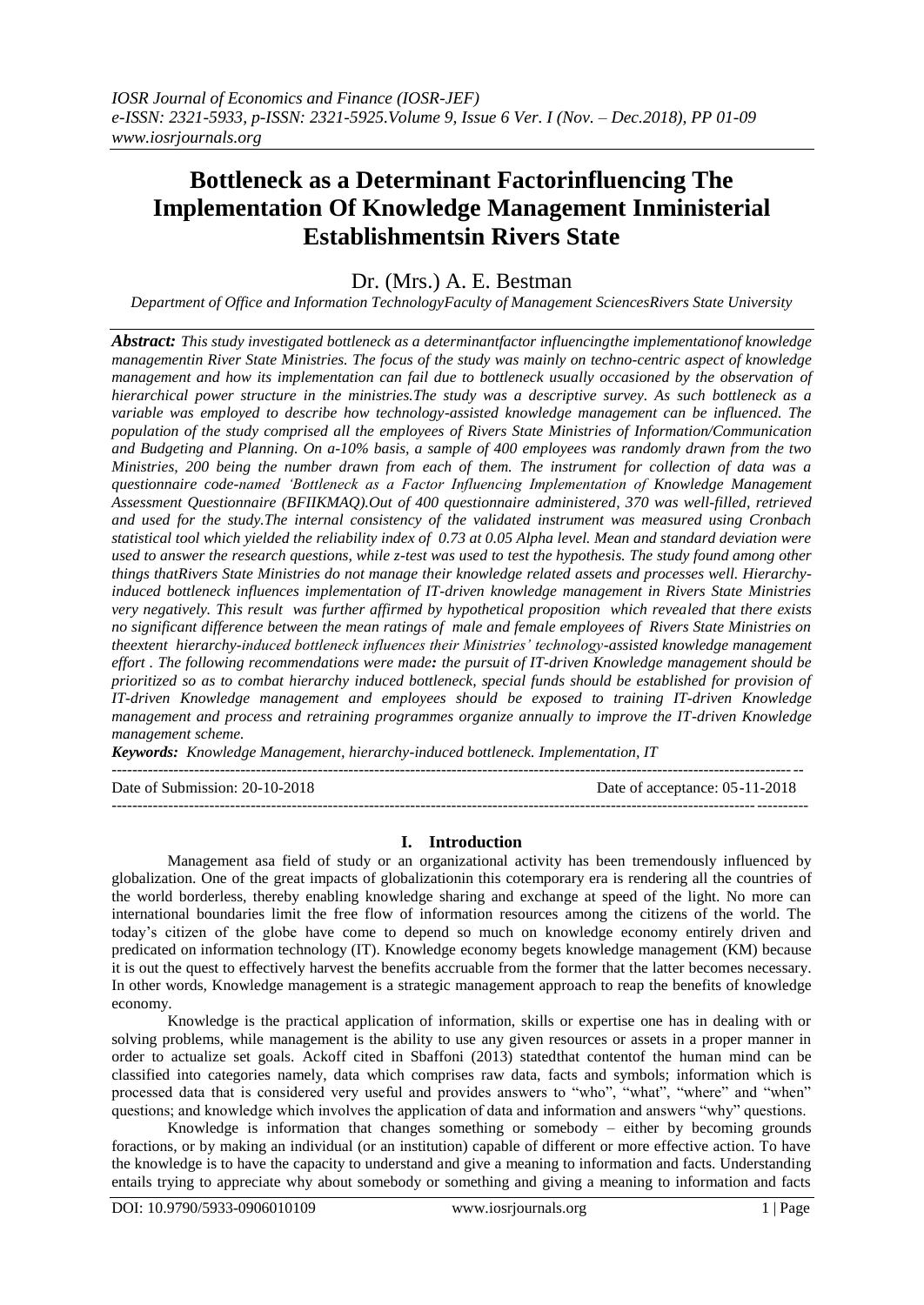# Bottleneck as a Determinant Factorinfluencing The Implementation Of Knowledge Management Inministerial Establishmentsin Rivers State

## Dr. (Mrs.) A. E. Bestman

*Department of Office and Information TechnologyFaculty of Management SciencesRivers State University*

***Abstract:** This study investigated bottleneck as a determinantfactor influencingthe implementationof knowledge managementin River State Ministries. The focus of the study was mainly on techno-centric aspect of knowledge management and how its implementation can fail due to bottleneck usually occasioned by the observation of hierarchical power structure in the ministries.The study was a descriptive survey. As such bottleneck as a variable was employed to describe how technology-assisted knowledge management can be influenced. The population of the study comprised all the employees of Rivers State Ministries of Information/Communication and Budgeting and Planning. On a-10% basis, a sample of 400 employees was randomly drawn from the two Ministries, 200 being the number drawn from each of them. The instrument for collection of data was a questionnaire code-named 'Bottleneck as a Factor Influencing Implementation of Knowledge Management Assessment Questionnaire (BFIIKMAQ).Out of 400 questionnaire administered, 370 was well-filled, retrieved and used for the study.The internal consistency of the validated instrument was measured using Cronbach statistical tool which yielded the reliability index of 0.73 at 0.05 Alpha level. Mean and standard deviation were used to answer the research questions, while z-test was used to test the hypothesis. The study found among other things thatRivers State Ministries do not manage their knowledge related assets and processes well. Hierarchy-induced bottleneck influences implementation of IT-driven knowledge management in Rivers State Ministries very negatively. This result was further affirmed by hypothetical proposition which revealed that there exists no significant difference between the mean ratings of male and female employees of Rivers State Ministries on theextent hierarchy-induced bottleneck influences their Ministries' technology-assisted knowledge management effort . The following recommendations were made: the pursuit of IT-driven Knowledge management should be prioritized so as to combat hierarchy induced bottleneck, special funds should be established for provision of IT-driven Knowledge management and employees should be exposed to training IT-driven Knowledge management and process and retraining programmes organize annually to improve the IT-driven Knowledge management scheme.*

***Keywords:** Knowledge Management, hierarchy-induced bottleneck. Implementation, IT*

---

Date of Submission: 20-10-2018 Date of acceptance: 05-11-2018

---

## I. Introduction

Management asa field of study or an organizational activity has been tremendously influenced by globalization. One of the great impacts of globalizationin this cotemporary era is rendering all the countries of the world borderless, thereby enabling knowledge sharing and exchange at speed of the light. No more can international boundaries limit the free flow of information resources among the citizens of the world. The today's citizen of the globe have come to depend so much on knowledge economy entirely driven and predicated on information technology (IT). Knowledge economy begets knowledge management (KM) because it is out the quest to effectively harvest the benefits accruable from the former that the latter becomes necessary. In other words, Knowledge management is a strategic management approach to reap the benefits of knowledge economy.

Knowledge is the practical application of information, skills or expertise one has in dealing with or solving problems, while management is the ability to use any given resources or assets in a proper manner in order to actualize set goals. Ackoff cited in Sbaffoni (2013) statedthat contentof the human mind can be classified into categories namely, data which comprises raw data, facts and symbols; information which is processed data that is considered very useful and provides answers to "who", "what", "where" and "when" questions; and knowledge which involves the application of data and information and answers "why" questions.

Knowledge is information that changes something or somebody – either by becoming grounds foractions, or by making an individual (or an institution) capable of different or more effective action. To have the knowledge is to have the capacity to understand and give a meaning to information and facts. Understanding entails trying to appreciate why about somebody or something and giving a meaning to information and facts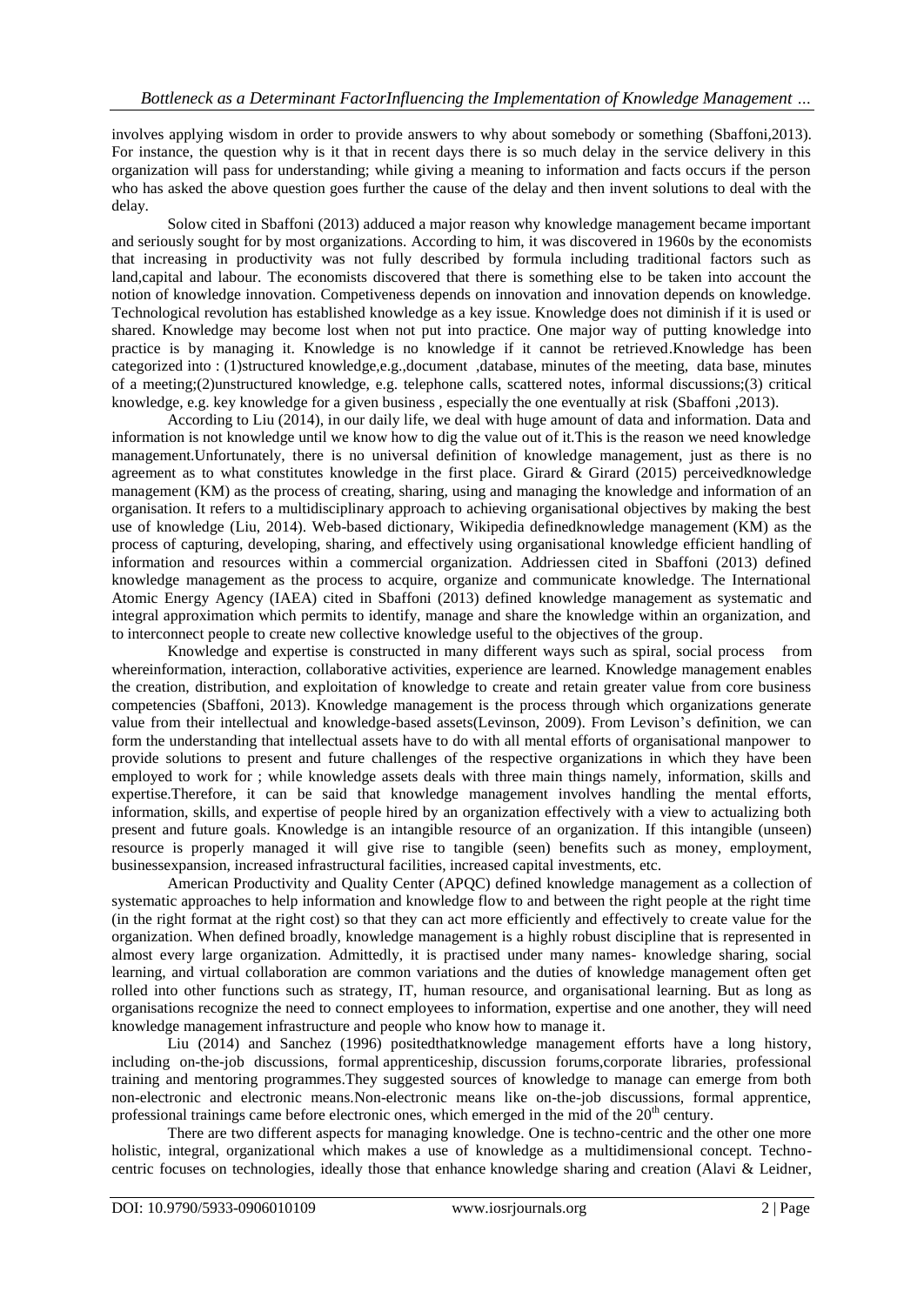involves applying wisdom in order to provide answers to why about somebody or something (Sbaffoni,2013). For instance, the question why is it that in recent days there is so much delay in the service delivery in this organization will pass for understanding; while giving a meaning to information and facts occurs if the person who has asked the above question goes further the cause of the delay and then invent solutions to deal with the delay.

Solow cited in Sbaffoni (2013) adduced a major reason why knowledge management became important and seriously sought for by most organizations. According to him, it was discovered in 1960s by the economists that increasing in productivity was not fully described by formula including traditional factors such as land,capital and labour. The economists discovered that there is something else to be taken into account the notion of knowledge innovation. Competiveness depends on innovation and innovation depends on knowledge. Technological revolution has established knowledge as a key issue. Knowledge does not diminish if it is used or shared. Knowledge may become lost when not put into practice. One major way of putting knowledge into practice is by managing it. Knowledge is no knowledge if it cannot be retrieved.Knowledge has been categorized into : (1)structured knowledge,e.g.,document ,database, minutes of the meeting, data base, minutes of a meeting;(2)unstructured knowledge, e.g. telephone calls, scattered notes, informal discussions;(3) critical knowledge, e.g. key knowledge for a given business , especially the one eventually at risk (Sbaffoni ,2013).

According to Liu (2014), in our daily life, we deal with huge amount of data and information. Data and information is not knowledge until we know how to dig the value out of it.This is the reason we need knowledge management.Unfortunately, there is no universal definition of knowledge management, just as there is no agreement as to what constitutes knowledge in the first place. Girard & Girard (2015) perceivedknowledge management (KM) as the process of creating, sharing, using and managing the knowledge and information of an organisation. It refers to a multidisciplinary approach to achieving organisational objectives by making the best use of knowledge (Liu, 2014). Web-based dictionary, Wikipedia definedknowledge management (KM) as the process of capturing, developing, sharing, and effectively using organisational knowledge efficient handling of information and resources within a commercial organization. Addriessen cited in Sbaffoni (2013) defined knowledge management as the process to acquire, organize and communicate knowledge. The International Atomic Energy Agency (IAEA) cited in Sbaffoni (2013) defined knowledge management as systematic and integral approximation which permits to identify, manage and share the knowledge within an organization, and to interconnect people to create new collective knowledge useful to the objectives of the group.

Knowledge and expertise is constructed in many different ways such as spiral, social process from whereinformation, interaction, collaborative activities, experience are learned. Knowledge management enables the creation, distribution, and exploitation of knowledge to create and retain greater value from core business competencies (Sbaffoni, 2013). Knowledge management is the process through which organizations generate value from their intellectual and knowledge-based assets(Levinson, 2009). From Levison's definition, we can form the understanding that intellectual assets have to do with all mental efforts of organisational manpower to provide solutions to present and future challenges of the respective organizations in which they have been employed to work for ; while knowledge assets deals with three main things namely, information, skills and expertise.Therefore, it can be said that knowledge management involves handling the mental efforts, information, skills, and expertise of people hired by an organization effectively with a view to actualizing both present and future goals. Knowledge is an intangible resource of an organization. If this intangible (unseen) resource is properly managed it will give rise to tangible (seen) benefits such as money, employment, businessexpansion, increased infrastructural facilities, increased capital investments, etc.

American Productivity and Quality Center (APQC) defined knowledge management as a collection of systematic approaches to help information and knowledge flow to and between the right people at the right time (in the right format at the right cost) so that they can act more efficiently and effectively to create value for the organization. When defined broadly, knowledge management is a highly robust discipline that is represented in almost every large organization. Admittedly, it is practised under many names- knowledge sharing, social learning, and virtual collaboration are common variations and the duties of knowledge management often get rolled into other functions such as strategy, IT, human resource, and organisational learning. But as long as organisations recognize the need to connect employees to information, expertise and one another, they will need knowledge management infrastructure and people who know how to manage it.

Liu (2014) and Sanchez (1996) positedthatknowledge management efforts have a long history, including on-the-job discussions, formal apprenticeship, discussion forums,corporate libraries, professional training and mentoring programmes.They suggested sources of knowledge to manage can emerge from both non-electronic and electronic means.Non-electronic means like on-the-job discussions, formal apprentice, professional trainings came before electronic ones, which emerged in the mid of the 20th century.

There are two different aspects for managing knowledge. One is techno-centric and the other one more holistic, integral, organizational which makes a use of knowledge as a multidimensional concept. Techno-centric focuses on technologies, ideally those that enhance knowledge sharing and creation (Alavi & Leidner,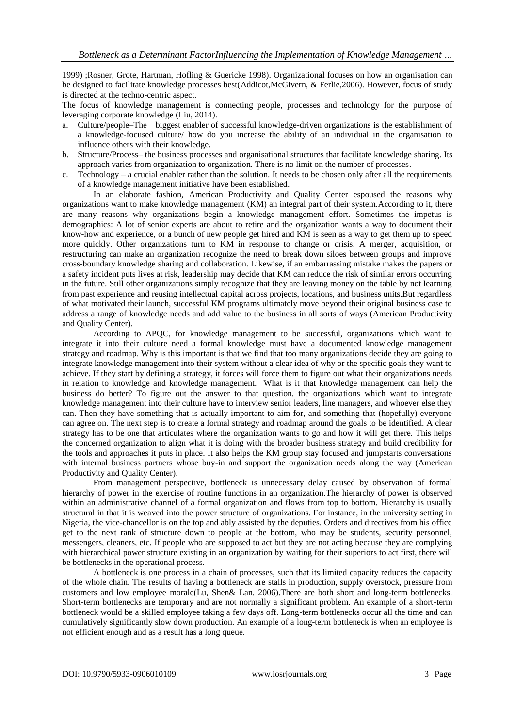1999) ;Rosner, Grote, Hartman, Hofling & Guericke 1998). Organizational focuses on how an organisation can be designed to facilitate knowledge processes best(Addicot,McGivern, & Ferlie,2006). However, focus of study is directed at the techno-centric aspect.

The focus of knowledge management is connecting people, processes and technology for the purpose of leveraging corporate knowledge (Liu, 2014).

a. Culture/people–The biggest enabler of successful knowledge-driven organizations is the establishment of a knowledge-focused culture/ how do you increase the ability of an individual in the organisation to influence others with their knowledge.
b. Structure/Process– the business processes and organisational structures that facilitate knowledge sharing. Its approach varies from organization to organization. There is no limit on the number of processes.
c. Technology – a crucial enabler rather than the solution. It needs to be chosen only after all the requirements of a knowledge management initiative have been established.

In an elaborate fashion, American Productivity and Quality Center espoused the reasons why organizations want to make knowledge management (KM) an integral part of their system.According to it, there are many reasons why organizations begin a knowledge management effort. Sometimes the impetus is demographics: A lot of senior experts are about to retire and the organization wants a way to document their know-how and experience, or a bunch of new people get hired and KM is seen as a way to get them up to speed more quickly. Other organizations turn to KM in response to change or crisis. A merger, acquisition, or restructuring can make an organization recognize the need to break down siloes between groups and improve cross-boundary knowledge sharing and collaboration. Likewise, if an embarrassing mistake makes the papers or a safety incident puts lives at risk, leadership may decide that KM can reduce the risk of similar errors occurring in the future. Still other organizations simply recognize that they are leaving money on the table by not learning from past experience and reusing intellectual capital across projects, locations, and business units.But regardless of what motivated their launch, successful KM programs ultimately move beyond their original business case to address a range of knowledge needs and add value to the business in all sorts of ways (American Productivity and Quality Center).

According to APQC, for knowledge management to be successful, organizations which want to integrate it into their culture need a formal knowledge must have a documented knowledge management strategy and roadmap. Why is this important is that we find that too many organizations decide they are going to integrate knowledge management into their system without a clear idea of why or the specific goals they want to achieve. If they start by defining a strategy, it forces will force them to figure out what their organizations needs in relation to knowledge and knowledge management. What is it that knowledge management can help the business do better? To figure out the answer to that question, the organizations which want to integrate knowledge management into their culture have to interview senior leaders, line managers, and whoever else they can. Then they have something that is actually important to aim for, and something that (hopefully) everyone can agree on. The next step is to create a formal strategy and roadmap around the goals to be identified. A clear strategy has to be one that articulates where the organization wants to go and how it will get there. This helps the concerned organization to align what it is doing with the broader business strategy and build credibility for the tools and approaches it puts in place. It also helps the KM group stay focused and jumpstarts conversations with internal business partners whose buy-in and support the organization needs along the way (American Productivity and Quality Center).

From management perspective, bottleneck is unnecessary delay caused by observation of formal hierarchy of power in the exercise of routine functions in an organization.The hierarchy of power is observed within an administrative channel of a formal organization and flows from top to bottom. Hierarchy is usually structural in that it is weaved into the power structure of organizations. For instance, in the university setting in Nigeria, the vice-chancellor is on the top and ably assisted by the deputies. Orders and directives from his office get to the next rank of structure down to people at the bottom, who may be students, security personnel, messengers, cleaners, etc. If people who are supposed to act but they are not acting because they are complying with hierarchical power structure existing in an organization by waiting for their superiors to act first, there will be bottlenecks in the operational process.

A bottleneck is one process in a chain of processes, such that its limited capacity reduces the capacity of the whole chain. The results of having a bottleneck are stalls in production, supply overstock, pressure from customers and low employee morale(Lu, Shen& Lan, 2006).There are both short and long-term bottlenecks. Short-term bottlenecks are temporary and are not normally a significant problem. An example of a short-term bottleneck would be a skilled employee taking a few days off. Long-term bottlenecks occur all the time and can cumulatively significantly slow down production. An example of a long-term bottleneck is when an employee is not efficient enough and as a result has a long queue.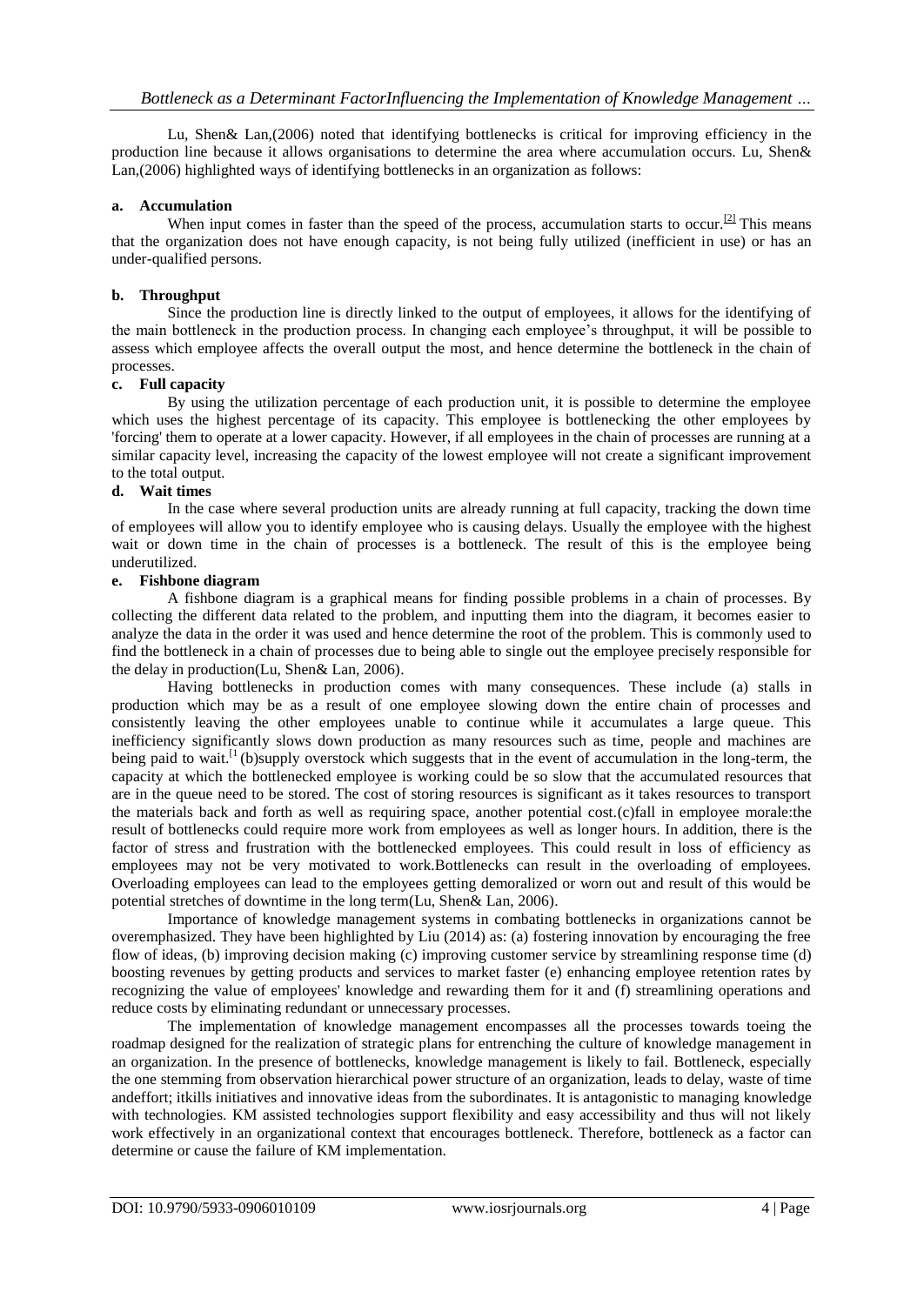Lu, Shen& Lan,(2006) noted that identifying bottlenecks is critical for improving efficiency in the production line because it allows organisations to determine the area where accumulation occurs. Lu, Shen& Lan,(2006) highlighted ways of identifying bottlenecks in an organization as follows:

**a. Accumulation**

When input comes in faster than the speed of the process, accumulation starts to occur.[2] This means that the organization does not have enough capacity, is not being fully utilized (inefficient in use) or has an under-qualified persons.

**b. Throughput**

Since the production line is directly linked to the output of employees, it allows for the identifying of the main bottleneck in the production process. In changing each employee's throughput, it will be possible to assess which employee affects the overall output the most, and hence determine the bottleneck in the chain of processes.

**c. Full capacity**

By using the utilization percentage of each production unit, it is possible to determine the employee which uses the highest percentage of its capacity. This employee is bottlenecking the other employees by 'forcing' them to operate at a lower capacity. However, if all employees in the chain of processes are running at a similar capacity level, increasing the capacity of the lowest employee will not create a significant improvement to the total output.

**d. Wait times**

In the case where several production units are already running at full capacity, tracking the down time of employees will allow you to identify employee who is causing delays. Usually the employee with the highest wait or down time in the chain of processes is a bottleneck. The result of this is the employee being underutilized.

**e. Fishbone diagram**

A fishbone diagram is a graphical means for finding possible problems in a chain of processes. By collecting the different data related to the problem, and inputting them into the diagram, it becomes easier to analyze the data in the order it was used and hence determine the root of the problem. This is commonly used to find the bottleneck in a chain of processes due to being able to single out the employee precisely responsible for the delay in production(Lu, Shen& Lan, 2006).

Having bottlenecks in production comes with many consequences. These include (a) stalls in production which may be as a result of one employee slowing down the entire chain of processes and consistently leaving the other employees unable to continue while it accumulates a large queue. This inefficiency significantly slows down production as many resources such as time, people and machines are being paid to wait.[1] (b)supply overstock which suggests that in the event of accumulation in the long-term, the capacity at which the bottlenecked employee is working could be so slow that the accumulated resources that are in the queue need to be stored. The cost of storing resources is significant as it takes resources to transport the materials back and forth as well as requiring space, another potential cost.(c)fall in employee morale:the result of bottlenecks could require more work from employees as well as longer hours. In addition, there is the factor of stress and frustration with the bottlenecked employees. This could result in loss of efficiency as employees may not be very motivated to work.Bottlenecks can result in the overloading of employees. Overloading employees can lead to the employees getting demoralized or worn out and result of this would be potential stretches of downtime in the long term(Lu, Shen& Lan, 2006).

Importance of knowledge management systems in combating bottlenecks in organizations cannot be overemphasized. They have been highlighted by Liu (2014) as: (a) fostering innovation by encouraging the free flow of ideas, (b) improving decision making (c) improving customer service by streamlining response time (d) boosting revenues by getting products and services to market faster (e) enhancing employee retention rates by recognizing the value of employees' knowledge and rewarding them for it and (f) streamlining operations and reduce costs by eliminating redundant or unnecessary processes.

The implementation of knowledge management encompasses all the processes towards toeing the roadmap designed for the realization of strategic plans for entrenching the culture of knowledge management in an organization. In the presence of bottlenecks, knowledge management is likely to fail. Bottleneck, especially the one stemming from observation hierarchical power structure of an organization, leads to delay, waste of time andeffort; itkills initiatives and innovative ideas from the subordinates. It is antagonistic to managing knowledge with technologies. KM assisted technologies support flexibility and easy accessibility and thus will not likely work effectively in an organizational context that encourages bottleneck. Therefore, bottleneck as a factor can determine or cause the failure of KM implementation.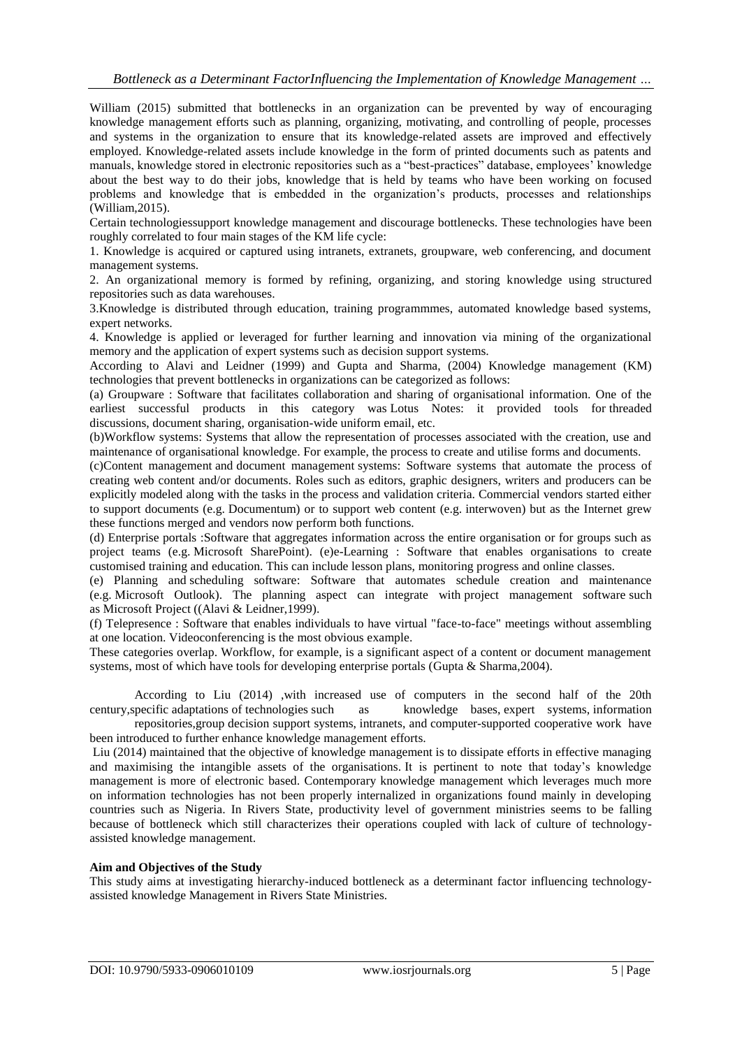William (2015) submitted that bottlenecks in an organization can be prevented by way of encouraging knowledge management efforts such as planning, organizing, motivating, and controlling of people, processes and systems in the organization to ensure that its knowledge-related assets are improved and effectively employed. Knowledge-related assets include knowledge in the form of printed documents such as patents and manuals, knowledge stored in electronic repositories such as a "best-practices" database, employees' knowledge about the best way to do their jobs, knowledge that is held by teams who have been working on focused problems and knowledge that is embedded in the organization's products, processes and relationships (William,2015).

Certain technologiessupport knowledge management and discourage bottlenecks. These technologies have been roughly correlated to four main stages of the KM life cycle:

1. Knowledge is acquired or captured using intranets, extranets, groupware, web conferencing, and document management systems.
2. An organizational memory is formed by refining, organizing, and storing knowledge using structured repositories such as data warehouses.
3. Knowledge is distributed through education, training programmmes, automated knowledge based systems, expert networks.
4. Knowledge is applied or leveraged for further learning and innovation via mining of the organizational memory and the application of expert systems such as decision support systems.

According to Alavi and Leidner (1999) and Gupta and Sharma, (2004) Knowledge management (KM) technologies that prevent bottlenecks in organizations can be categorized as follows:

(a) Groupware : Software that facilitates collaboration and sharing of organisational information. One of the earliest successful products in this category was Lotus Notes: it provided tools for threaded discussions, document sharing, organisation-wide uniform email, etc.

(b)Workflow systems: Systems that allow the representation of processes associated with the creation, use and maintenance of organisational knowledge. For example, the process to create and utilise forms and documents.

(c)Content management and document management systems: Software systems that automate the process of creating web content and/or documents. Roles such as editors, graphic designers, writers and producers can be explicitly modeled along with the tasks in the process and validation criteria. Commercial vendors started either to support documents (e.g. Documentum) or to support web content (e.g. interwoven) but as the Internet grew these functions merged and vendors now perform both functions.

(d) Enterprise portals :Software that aggregates information across the entire organisation or for groups such as project teams (e.g. Microsoft SharePoint). (e)e-Learning : Software that enables organisations to create customised training and education. This can include lesson plans, monitoring progress and online classes.

(e) Planning and scheduling software: Software that automates schedule creation and maintenance (e.g. Microsoft Outlook). The planning aspect can integrate with project management software such as Microsoft Project ((Alavi & Leidner,1999).

(f) Telepresence : Software that enables individuals to have virtual "face-to-face" meetings without assembling at one location. Videoconferencing is the most obvious example.

These categories overlap. Workflow, for example, is a significant aspect of a content or document management systems, most of which have tools for developing enterprise portals (Gupta & Sharma,2004).

According to Liu (2014) ,with increased use of computers in the second half of the 20th century,specific adaptations of technologies such as knowledge bases, expert systems, information repositories,group decision support systems, intranets, and computer-supported cooperative work have been introduced to further enhance knowledge management efforts.

Liu (2014) maintained that the objective of knowledge management is to dissipate efforts in effective managing and maximising the intangible assets of the organisations. It is pertinent to note that today's knowledge management is more of electronic based. Contemporary knowledge management which leverages much more on information technologies has not been properly internalized in organizations found mainly in developing countries such as Nigeria. In Rivers State, productivity level of government ministries seems to be falling because of bottleneck which still characterizes their operations coupled with lack of culture of technology-assisted knowledge management.

**Aim and Objectives of the Study**

This study aims at investigating hierarchy-induced bottleneck as a determinant factor influencing technology-assisted knowledge Management in Rivers State Ministries.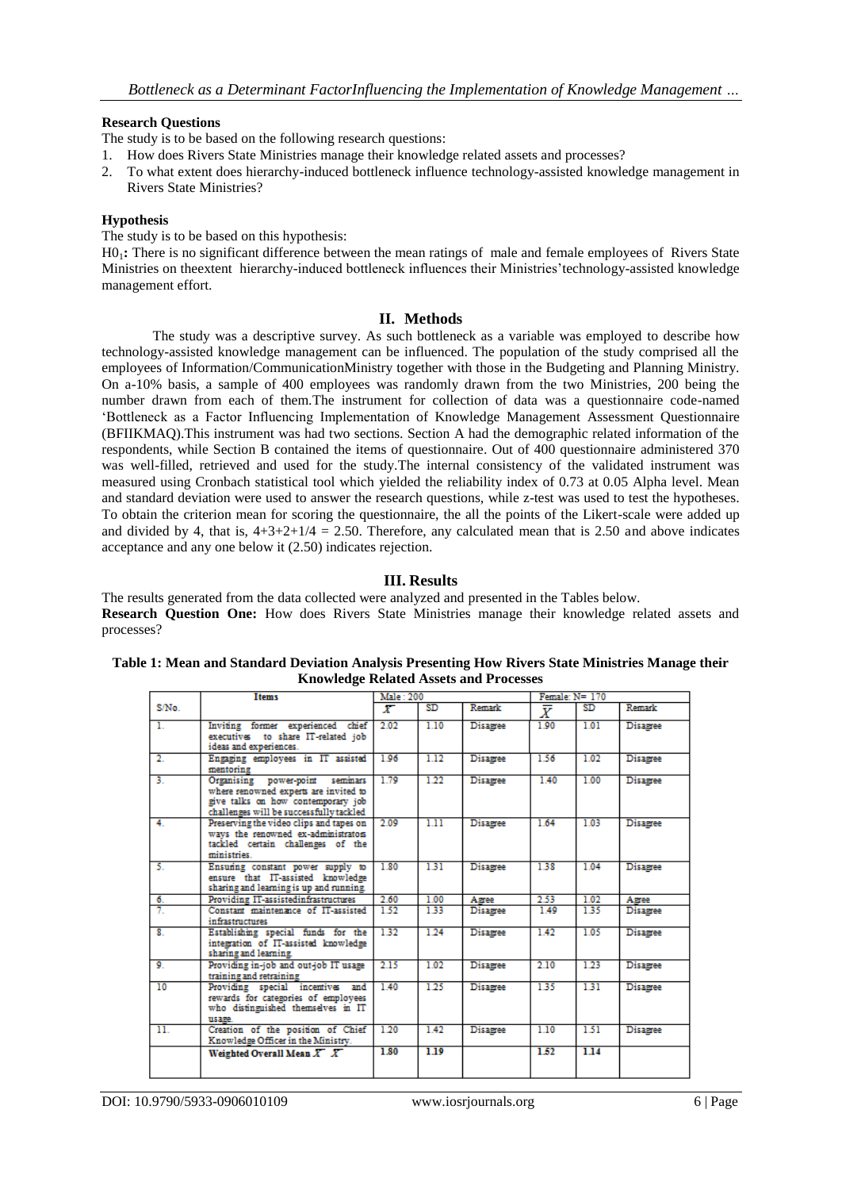**Research Questions**

The study is to be based on the following research questions:

1. How does Rivers State Ministries manage their knowledge related assets and processes?
2. To what extent does hierarchy-induced bottleneck influence technology-assisted knowledge management in Rivers State Ministries?

**Hypothesis**

The study is to be based on this hypothesis:

$H0_1$**:** There is no significant difference between the mean ratings of male and female employees of Rivers State Ministries on theextent hierarchy-induced bottleneck influences their Ministries'technology-assisted knowledge management effort.

## II. Methods

The study was a descriptive survey. As such bottleneck as a variable was employed to describe how technology-assisted knowledge management can be influenced. The population of the study comprised all the employees of Information/CommunicationMinistry together with those in the Budgeting and Planning Ministry. On a-10% basis, a sample of 400 employees was randomly drawn from the two Ministries, 200 being the number drawn from each of them.The instrument for collection of data was a questionnaire code-named 'Bottleneck as a Factor Influencing Implementation of Knowledge Management Assessment Questionnaire (BFIIKMAQ).This instrument was had two sections. Section A had the demographic related information of the respondents, while Section B contained the items of questionnaire. Out of 400 questionnaire administered 370 was well-filled, retrieved and used for the study.The internal consistency of the validated instrument was measured using Cronbach statistical tool which yielded the reliability index of 0.73 at 0.05 Alpha level. Mean and standard deviation were used to answer the research questions, while z-test was used to test the hypotheses. To obtain the criterion mean for scoring the questionnaire, the all the points of the Likert-scale were added up and divided by 4, that is, $4+3+2+1/4 = 2.50$. Therefore, any calculated mean that is 2.50 and above indicates acceptance and any one below it (2.50) indicates rejection.

## III. Results

The results generated from the data collected were analyzed and presented in the Tables below.

**Research Question One:** How does Rivers State Ministries manage their knowledge related assets and processes?

**Table 1: Mean and Standard Deviation Analysis Presenting How Rivers State Ministries Manage their Knowledge Related Assets and Processes**

| S/No. | Items | Male: 200 | | | Female: N= 170 | | |
|---|---|---|---|---|---|---|---|
| | | $\bar{X}$ | SD | Remark | $\bar{X}$ | SD | Remark |
| 1. | Inviting former experienced chief executives to share IT-related job ideas and experiences. | 2.02 | 1.10 | Disagree | 1.90 | 1.01 | Disagree |
| 2. | Engaging employees in IT assisted mentoring | 1.96 | 1.12 | Disagree | 1.56 | 1.02 | Disagree |
| 3. | Organising power-point seminars where renowned experts are invited to give talks on how contemporary job challenges will be successfully tackled | 1.79 | 1.22 | Disagree | 1.40 | 1.00 | Disagree |
| 4. | Preserving the video clips and tapes on ways the renowned ex-administrators tackled certain challenges of the ministries. | 2.09 | 1.11 | Disagree | 1.64 | 1.03 | Disagree |
| 5. | Ensuring constant power supply to ensure that IT-assisted knowledge sharing and learning is up and running. | 1.80 | 1.31 | Disagree | 1.38 | 1.04 | Disagree |
| 6. | Providing IT-assistedinfrastructures | 2.60 | 1.00 | Agree | 2.53 | 1.02 | Agree |
| 7. | Constant maintenance of IT-assisted infrastructures | 1.52 | 1.33 | Disagree | 1.49 | 1.35 | Disagree |
| 8. | Establishing special funds for the integration of IT-assisted knowledge sharing and learning | 1.32 | 1.24 | Disagree | 1.42 | 1.05 | Disagree |
| 9. | Providing in-job and out-job IT usage training and retraining | 2.15 | 1.02 | Disagree | 2.10 | 1.23 | Disagree |
| 10 | Providing special incentives and rewards for categories of employees who distinguished themselves in IT usage. | 1.40 | 1.25 | Disagree | 1.35 | 1.31 | Disagree |
| 11. | Creation of the position of Chief Knowledge Officer in the Ministry. | 1.20 | 1.42 | Disagree | 1.10 | 1.51 | Disagree |
| | **Weighted Overall Mean $\bar{X}$ $\bar{X}$** | **1.80** | **1.19** | | **1.52** | **1.14** | |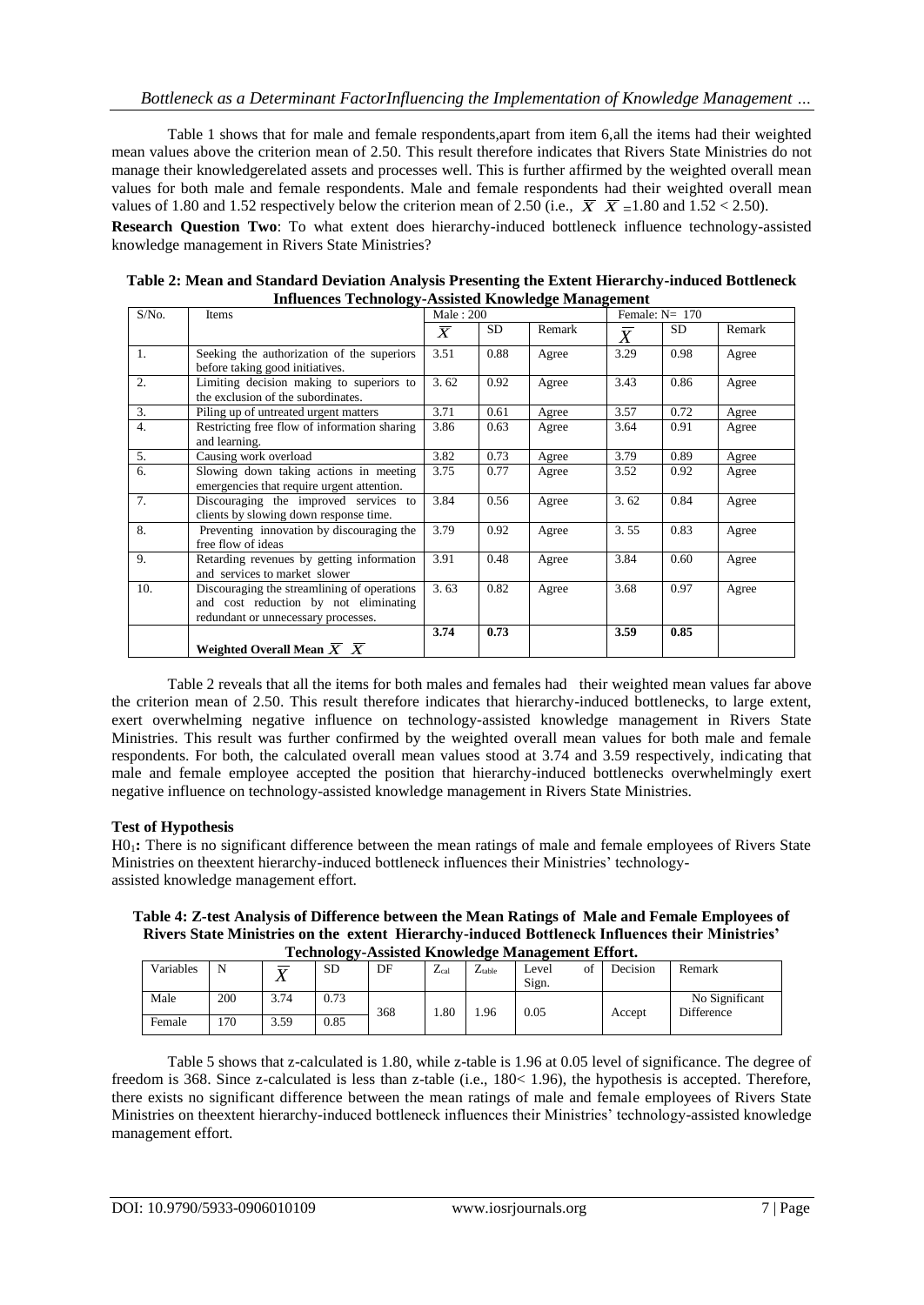Table 1 shows that for male and female respondents,apart from item 6,all the items had their weighted mean values above the criterion mean of 2.50. This result therefore indicates that Rivers State Ministries do not manage their knowledgerelated assets and processes well. This is further affirmed by the weighted overall mean values for both male and female respondents. Male and female respondents had their weighted overall mean values of 1.80 and 1.52 respectively below the criterion mean of 2.50 (i.e., $\overline{X}$ $\overline{X}$ =1.80 and 1.52 < 2.50).

**Research Question Two**: To what extent does hierarchy-induced bottleneck influence technology-assisted knowledge management in Rivers State Ministries?

**Table 2: Mean and Standard Deviation Analysis Presenting the Extent Hierarchy-induced Bottleneck Influences Technology-Assisted Knowledge Management**

| S/No. | Items | Male : 200 | | | Female: N= 170 | | |
|---|---|---|---|---|---|---|---|
| | | $\overline{X}$ | SD | Remark | $\overline{X}$ | SD | Remark |
| 1. | Seeking the authorization of the superiors before taking good initiatives. | 3.51 | 0.88 | Agree | 3.29 | 0.98 | Agree |
| 2. | Limiting decision making to superiors to the exclusion of the subordinates. | 3. 62 | 0.92 | Agree | 3.43 | 0.86 | Agree |
| 3. | Piling up of untreated urgent matters | 3.71 | 0.61 | Agree | 3.57 | 0.72 | Agree |
| 4. | Restricting free flow of information sharing and learning. | 3.86 | 0.63 | Agree | 3.64 | 0.91 | Agree |
| 5. | Causing work overload | 3.82 | 0.73 | Agree | 3.79 | 0.89 | Agree |
| 6. | Slowing down taking actions in meeting emergencies that require urgent attention. | 3.75 | 0.77 | Agree | 3.52 | 0.92 | Agree |
| 7. | Discouraging the improved services to clients by slowing down response time. | 3.84 | 0.56 | Agree | 3. 62 | 0.84 | Agree |
| 8. | Preventing innovation by discouraging the free flow of ideas | 3.79 | 0.92 | Agree | 3. 55 | 0.83 | Agree |
| 9. | Retarding revenues by getting information and services to market slower | 3.91 | 0.48 | Agree | 3.84 | 0.60 | Agree |
| 10. | Discouraging the streamlining of operations and cost reduction by not eliminating redundant or unnecessary processes. | 3. 63 | 0.82 | Agree | 3.68 | 0.97 | Agree |
| | **Weighted Overall Mean $\overline{X}$ $\overline{X}$** | **3.74** | **0.73** | | **3.59** | **0.85** | |

Table 2 reveals that all the items for both males and females had their weighted mean values far above the criterion mean of 2.50. This result therefore indicates that hierarchy-induced bottlenecks, to large extent, exert overwhelming negative influence on technology-assisted knowledge management in Rivers State Ministries. This result was further confirmed by the weighted overall mean values for both male and female respondents. For both, the calculated overall mean values stood at 3.74 and 3.59 respectively, indicating that male and female employee accepted the position that hierarchy-induced bottlenecks overwhelmingly exert negative influence on technology-assisted knowledge management in Rivers State Ministries.

**Test of Hypothesis**

$H0_1$**:** There is no significant difference between the mean ratings of male and female employees of Rivers State Ministries on theextent hierarchy-induced bottleneck influences their Ministries' technology-assisted knowledge management effort.

**Table 4: Z-test Analysis of Difference between the Mean Ratings of Male and Female Employees of Rivers State Ministries on the extent Hierarchy-induced Bottleneck Influences their Ministries' Technology-Assisted Knowledge Management Effort.**

| Variables | N | $\overline{X}$ | SD | DF | $Z_{cal}$ | $Z_{table}$ | Level of Sign. | Decision | Remark |
|---|---|---|---|---|---|---|---|---|---|
| Male | 200 | 3.74 | 0.73 | 368 | 1.80 | 1.96 | 0.05 | Accept | No Significant Difference |
| Female | 170 | 3.59 | 0.85 | | | | | | |

Table 5 shows that z-calculated is 1.80, while z-table is 1.96 at 0.05 level of significance. The degree of freedom is 368. Since z-calculated is less than z-table (i.e., 180< 1.96), the hypothesis is accepted. Therefore, there exists no significant difference between the mean ratings of male and female employees of Rivers State Ministries on theextent hierarchy-induced bottleneck influences their Ministries' technology-assisted knowledge management effort.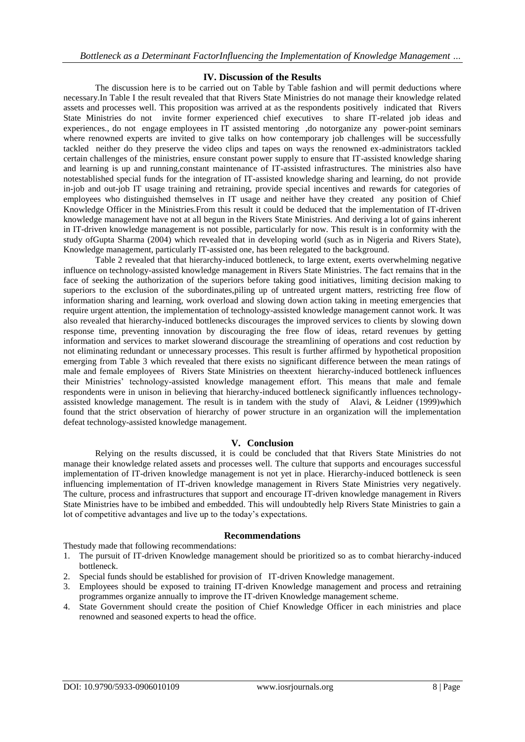## IV. Discussion of the Results

The discussion here is to be carried out on Table by Table fashion and will permit deductions where necessary.In Table I the result revealed that that Rivers State Ministries do not manage their knowledge related assets and processes well. This proposition was arrived at as the respondents positively indicated that Rivers State Ministries do not invite former experienced chief executives to share IT-related job ideas and experiences., do not engage employees in IT assisted mentoring ,do notorganize any power-point seminars where renowned experts are invited to give talks on how contemporary job challenges will be successfully tackled neither do they preserve the video clips and tapes on ways the renowned ex-administrators tackled certain challenges of the ministries, ensure constant power supply to ensure that IT-assisted knowledge sharing and learning is up and running,constant maintenance of IT-assisted infrastructures. The ministries also have notestablished special funds for the integration of IT-assisted knowledge sharing and learning, do not provide in-job and out-job IT usage training and retraining, provide special incentives and rewards for categories of employees who distinguished themselves in IT usage and neither have they created any position of Chief Knowledge Officer in the Ministries.From this result it could be deduced that the implementation of IT-driven knowledge management have not at all begun in the Rivers State Ministries. And deriving a lot of gains inherent in IT-driven knowledge management is not possible, particularly for now. This result is in conformity with the study ofGupta Sharma (2004) which revealed that in developing world (such as in Nigeria and Rivers State), Knowledge management, particularly IT-assisted one, has been relegated to the background.

Table 2 revealed that that hierarchy-induced bottleneck, to large extent, exerts overwhelming negative influence on technology-assisted knowledge management in Rivers State Ministries. The fact remains that in the face of seeking the authorization of the superiors before taking good initiatives, limiting decision making to superiors to the exclusion of the subordinates,piling up of untreated urgent matters, restricting free flow of information sharing and learning, work overload and slowing down action taking in meeting emergencies that require urgent attention, the implementation of technology-assisted knowledge management cannot work. It was also revealed that hierarchy-induced bottlenecks discourages the improved services to clients by slowing down response time, preventing innovation by discouraging the free flow of ideas, retard revenues by getting information and services to market slowerand discourage the streamlining of operations and cost reduction by not eliminating redundant or unnecessary processes. This result is further affirmed by hypothetical proposition emerging from Table 3 which revealed that there exists no significant difference between the mean ratings of male and female employees of Rivers State Ministries on theextent hierarchy-induced bottleneck influences their Ministries' technology-assisted knowledge management effort. This means that male and female respondents were in unison in believing that hierarchy-induced bottleneck significantly influences technology-assisted knowledge management. The result is in tandem with the study of Alavi, & Leidner (1999)which found that the strict observation of hierarchy of power structure in an organization will the implementation defeat technology-assisted knowledge management.

## V. Conclusion

Relying on the results discussed, it is could be concluded that that Rivers State Ministries do not manage their knowledge related assets and processes well. The culture that supports and encourages successful implementation of IT-driven knowledge management is not yet in place. Hierarchy-induced bottleneck is seen influencing implementation of IT-driven knowledge management in Rivers State Ministries very negatively. The culture, process and infrastructures that support and encourage IT-driven knowledge management in Rivers State Ministries have to be imbibed and embedded. This will undoubtedly help Rivers State Ministries to gain a lot of competitive advantages and live up to the today's expectations.

### Recommendations

Thestudy made that following recommendations:

1. The pursuit of IT-driven Knowledge management should be prioritized so as to combat hierarchy-induced bottleneck.
2. Special funds should be established for provision of IT-driven Knowledge management.
3. Employees should be exposed to training IT-driven Knowledge management and process and retraining programmes organize annually to improve the IT-driven Knowledge management scheme.
4. State Government should create the position of Chief Knowledge Officer in each ministries and place renowned and seasoned experts to head the office.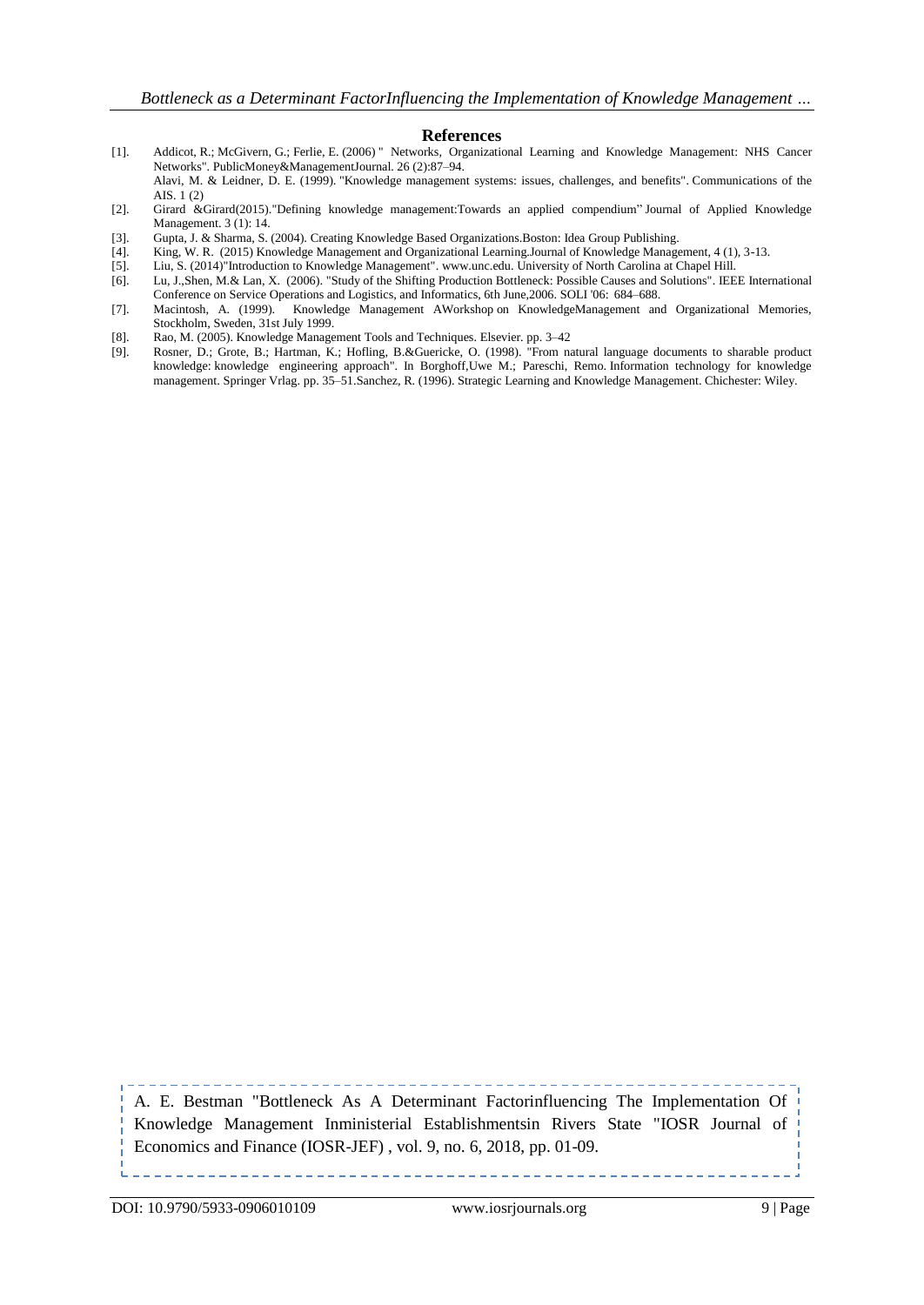## References

[1]. Addicot, R.; McGivern, G.; Ferlie, E. (2006) " Networks, Organizational Learning and Knowledge Management: NHS Cancer Networks". PublicMoney&ManagementJournal. 26 (2):87–94.
Alavi, M. & Leidner, D. E. (1999). "Knowledge management systems: issues, challenges, and benefits". Communications of the AIS. 1 (2)

[2]. Girard &Girard(2015)."Defining knowledge management:Towards an applied compendium" Journal of Applied Knowledge Management. 3 (1): 14.

[3]. Gupta, J. & Sharma, S. (2004). Creating Knowledge Based Organizations.Boston: Idea Group Publishing.

[4]. King, W. R. (2015) Knowledge Management and Organizational Learning.Journal of Knowledge Management, 4 (1), 3-13.

[5]. Liu, S. (2014)"Introduction to Knowledge Management". www.unc.edu. University of North Carolina at Chapel Hill.

[6]. Lu, J.,Shen, M.& Lan, X. (2006). "Study of the Shifting Production Bottleneck: Possible Causes and Solutions". IEEE International Conference on Service Operations and Logistics, and Informatics, 6th June,2006. SOLI '06: 684–688.

[7]. Macintosh, A. (1999). Knowledge Management AWorkshop on KnowledgeManagement and Organizational Memories, Stockholm, Sweden, 31st July 1999.

[8]. Rao, M. (2005). Knowledge Management Tools and Techniques. Elsevier. pp. 3–42

[9]. Rosner, D.; Grote, B.; Hartman, K.; Hofling, B.&Guericke, O. (1998). "From natural language documents to sharable product knowledge: knowledge engineering approach". In Borghoff,Uwe M.; Pareschi, Remo. Information technology for knowledge management. Springer Vrlag. pp. 35–51.Sanchez, R. (1996). Strategic Learning and Knowledge Management. Chichester: Wiley.

A. E. Bestman "Bottleneck As A Determinant Factorinfluencing The Implementation Of Knowledge Management Inministerial Establishmentsin Rivers State "IOSR Journal of Economics and Finance (IOSR-JEF) , vol. 9, no. 6, 2018, pp. 01-09.